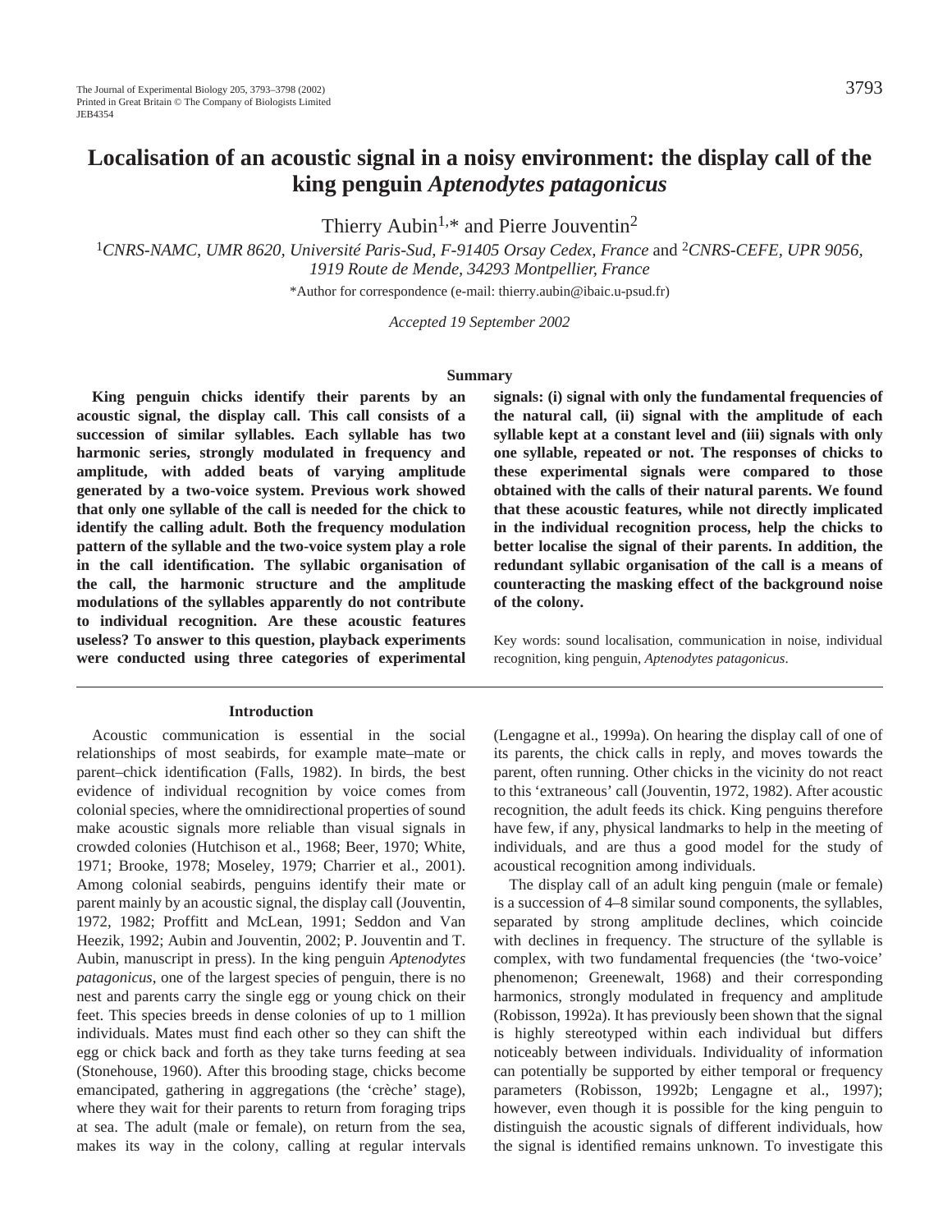# Localisation of an acoustic signal in a noisy environment: the display call of the king penguin *Aptenodytes patagonicus*

Thierry Aubin[1,*] and Pierre Jouventin[2]

[1]*CNRS-NAMC, UMR 8620, Université Paris-Sud, F-91405 Orsay Cedex, France* and [2]*CNRS-CEFE, UPR 9056, 1919 Route de Mende, 34293 Montpellier, France*

*Author for correspondence (e-mail: thierry.aubin@ibaic.u-psud.fr)

*Accepted 19 September 2002*

## Summary

**King penguin chicks identify their parents by an acoustic signal, the display call. This call consists of a succession of similar syllables. Each syllable has two harmonic series, strongly modulated in frequency and amplitude, with added beats of varying amplitude generated by a two-voice system. Previous work showed that only one syllable of the call is needed for the chick to identify the calling adult. Both the frequency modulation pattern of the syllable and the two-voice system play a role in the call identification. The syllabic organisation of the call, the harmonic structure and the amplitude modulations of the syllables apparently do not contribute to individual recognition. Are these acoustic features useless? To answer to this question, playback experiments were conducted using three categories of experimental signals: (i) signal with only the fundamental frequencies of the natural call, (ii) signal with the amplitude of each syllable kept at a constant level and (iii) signals with only one syllable, repeated or not. The responses of chicks to these experimental signals were compared to those obtained with the calls of their natural parents. We found that these acoustic features, while not directly implicated in the individual recognition process, help the chicks to better localise the signal of their parents. In addition, the redundant syllabic organisation of the call is a means of counteracting the masking effect of the background noise of the colony.**

Key words: sound localisation, communication in noise, individual recognition, king penguin, *Aptenodytes patagonicus*.

## Introduction

Acoustic communication is essential in the social relationships of most seabirds, for example mate–mate or parent–chick identification (Falls, 1982). In birds, the best evidence of individual recognition by voice comes from colonial species, where the omnidirectional properties of sound make acoustic signals more reliable than visual signals in crowded colonies (Hutchison et al., 1968; Beer, 1970; White, 1971; Brooke, 1978; Moseley, 1979; Charrier et al., 2001). Among colonial seabirds, penguins identify their mate or parent mainly by an acoustic signal, the display call (Jouventin, 1972, 1982; Proffitt and McLean, 1991; Seddon and Van Heezik, 1992; Aubin and Jouventin, 2002; P. Jouventin and T. Aubin, manuscript in press). In the king penguin *Aptenodytes patagonicus*, one of the largest species of penguin, there is no nest and parents carry the single egg or young chick on their feet. This species breeds in dense colonies of up to 1 million individuals. Mates must find each other so they can shift the egg or chick back and forth as they take turns feeding at sea (Stonehouse, 1960). After this brooding stage, chicks become emancipated, gathering in aggregations (the 'crèche' stage), where they wait for their parents to return from foraging trips at sea. The adult (male or female), on return from the sea, makes its way in the colony, calling at regular intervals (Lengagne et al., 1999a). On hearing the display call of one of its parents, the chick calls in reply, and moves towards the parent, often running. Other chicks in the vicinity do not react to this 'extraneous' call (Jouventin, 1972, 1982). After acoustic recognition, the adult feeds its chick. King penguins therefore have few, if any, physical landmarks to help in the meeting of individuals, and are thus a good model for the study of acoustical recognition among individuals.

The display call of an adult king penguin (male or female) is a succession of 4–8 similar sound components, the syllables, separated by strong amplitude declines, which coincide with declines in frequency. The structure of the syllable is complex, with two fundamental frequencies (the 'two-voice' phenomenon; Greenewalt, 1968) and their corresponding harmonics, strongly modulated in frequency and amplitude (Robisson, 1992a). It has previously been shown that the signal is highly stereotyped within each individual but differs noticeably between individuals. Individuality of information can potentially be supported by either temporal or frequency parameters (Robisson, 1992b; Lengagne et al., 1997); however, even though it is possible for the king penguin to distinguish the acoustic signals of different individuals, how the signal is identified remains unknown. To investigate this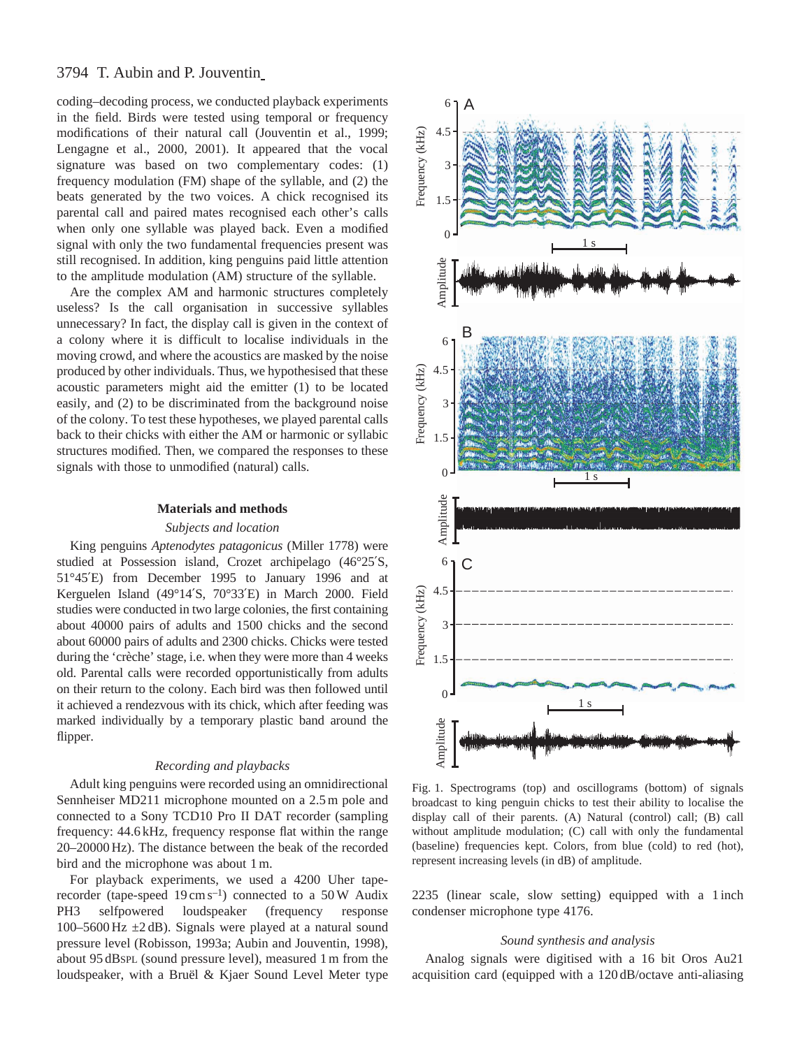coding–decoding process, we conducted playback experiments in the field. Birds were tested using temporal or frequency modifications of their natural call (Jouventin et al., 1999; Lengagne et al., 2000, 2001). It appeared that the vocal signature was based on two complementary codes: (1) frequency modulation (FM) shape of the syllable, and (2) the beats generated by the two voices. A chick recognised its parental call and paired mates recognised each other's calls when only one syllable was played back. Even a modified signal with only the two fundamental frequencies present was still recognised. In addition, king penguins paid little attention to the amplitude modulation (AM) structure of the syllable.

Are the complex AM and harmonic structures completely useless? Is the call organisation in successive syllables unnecessary? In fact, the display call is given in the context of a colony where it is difficult to localise individuals in the moving crowd, and where the acoustics are masked by the noise produced by other individuals. Thus, we hypothesised that these acoustic parameters might aid the emitter (1) to be located easily, and (2) to be discriminated from the background noise of the colony. To test these hypotheses, we played parental calls back to their chicks with either the AM or harmonic or syllabic structures modified. Then, we compared the responses to these signals with those to unmodified (natural) calls.

## Materials and methods

### *Subjects and location*

King penguins *Aptenodytes patagonicus* (Miller 1778) were studied at Possession island, Crozet archipelago (46°25′S, 51°45′E) from December 1995 to January 1996 and at Kerguelen Island (49°14′S, 70°33′E) in March 2000. Field studies were conducted in two large colonies, the first containing about 40000 pairs of adults and 1500 chicks and the second about 60000 pairs of adults and 2300 chicks. Chicks were tested during the 'crèche' stage, i.e. when they were more than 4 weeks old. Parental calls were recorded opportunistically from adults on their return to the colony. Each bird was then followed until it achieved a rendezvous with its chick, which after feeding was marked individually by a temporary plastic band around the flipper.

### *Recording and playbacks*

Adult king penguins were recorded using an omnidirectional Sennheiser MD211 microphone mounted on a 2.5 m pole and connected to a Sony TCD10 Pro II DAT recorder (sampling frequency: 44.6 kHz, frequency response flat within the range 20–20000 Hz). The distance between the beak of the recorded bird and the microphone was about 1 m.

For playback experiments, we used a 4200 Uher tape-recorder (tape-speed 19 cm s$^{-1}$) connected to a 50 W Audix PH3 selfpowered loudspeaker (frequency response 100–5600 Hz ±2 dB). Signals were played at a natural sound pressure level (Robisson, 1993a; Aubin and Jouventin, 1998), about 95 dBSPL (sound pressure level), measured 1 m from the loudspeaker, with a Bruël & Kjaer Sound Level Meter type 2235 (linear scale, slow setting) equipped with a 1 inch condenser microphone type 4176.

Fig. 1. Spectrograms (top) and oscillograms (bottom) of signals broadcast to king penguin chicks to test their ability to localise the display call of their parents. (A) Natural (control) call; (B) call without amplitude modulation; (C) call with only the fundamental (baseline) frequencies kept. Colors, from blue (cold) to red (hot), represent increasing levels (in dB) of amplitude.

### *Sound synthesis and analysis*

Analog signals were digitised with a 16 bit Oros Au21 acquisition card (equipped with a 120 dB/octave anti-aliasing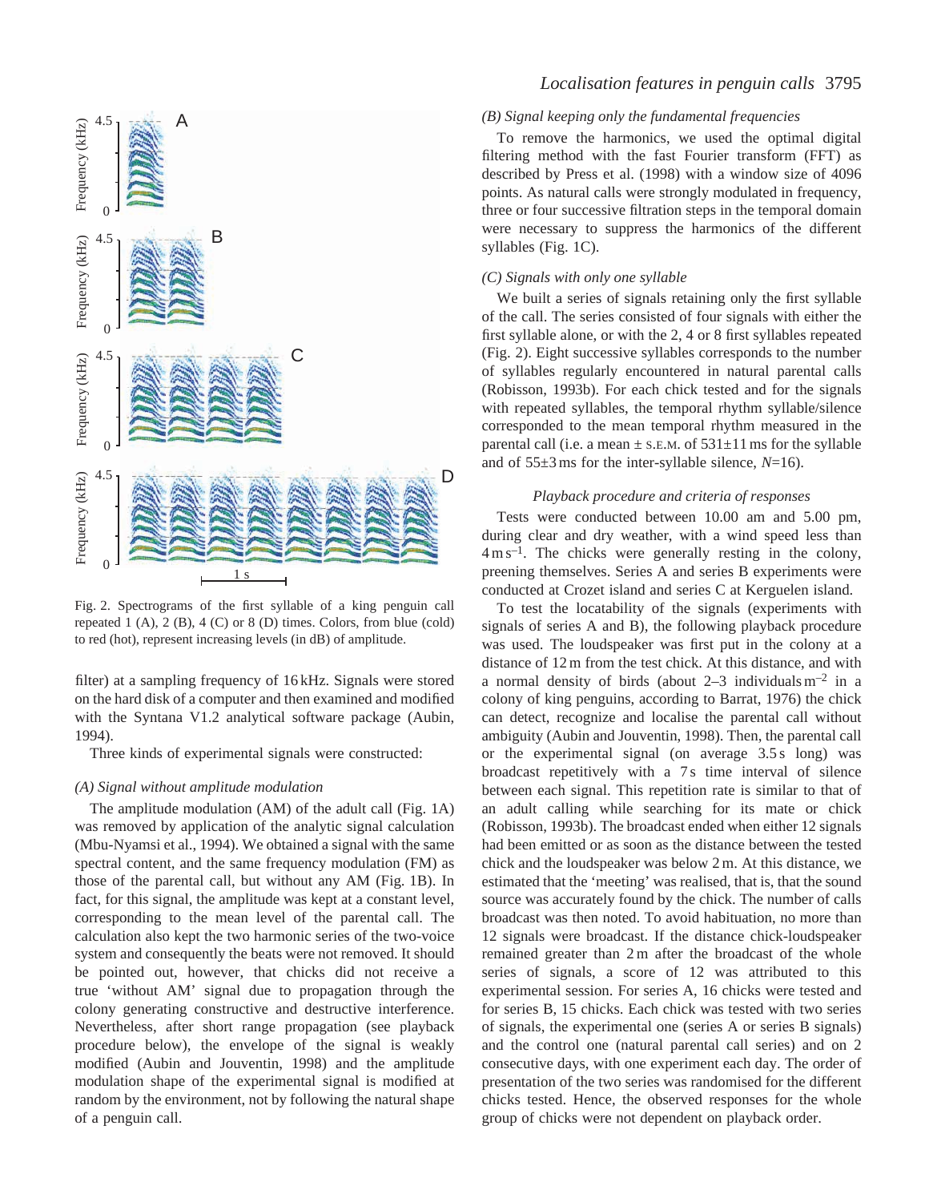Fig. 2. Spectrograms of the first syllable of a king penguin call repeated 1 (A), 2 (B), 4 (C) or 8 (D) times. Colors, from blue (cold) to red (hot), represent increasing levels (in dB) of amplitude.

filter) at a sampling frequency of 16 kHz. Signals were stored on the hard disk of a computer and then examined and modified with the Syntana V1.2 analytical software package (Aubin, 1994).

Three kinds of experimental signals were constructed:

*(A) Signal without amplitude modulation*

The amplitude modulation (AM) of the adult call (Fig. 1A) was removed by application of the analytic signal calculation (Mbu-Nyamsi et al., 1994). We obtained a signal with the same spectral content, and the same frequency modulation (FM) as those of the parental call, but without any AM (Fig. 1B). In fact, for this signal, the amplitude was kept at a constant level, corresponding to the mean level of the parental call. The calculation also kept the two harmonic series of the two-voice system and consequently the beats were not removed. It should be pointed out, however, that chicks did not receive a true 'without AM' signal due to propagation through the colony generating constructive and destructive interference. Nevertheless, after short range propagation (see playback procedure below), the envelope of the signal is weakly modified (Aubin and Jouventin, 1998) and the amplitude modulation shape of the experimental signal is modified at random by the environment, not by following the natural shape of a penguin call.

*(B) Signal keeping only the fundamental frequencies*

To remove the harmonics, we used the optimal digital filtering method with the fast Fourier transform (FFT) as described by Press et al. (1998) with a window size of 4096 points. As natural calls were strongly modulated in frequency, three or four successive filtration steps in the temporal domain were necessary to suppress the harmonics of the different syllables (Fig. 1C).

*(C) Signals with only one syllable*

We built a series of signals retaining only the first syllable of the call. The series consisted of four signals with either the first syllable alone, or with the 2, 4 or 8 first syllables repeated (Fig. 2). Eight successive syllables corresponds to the number of syllables regularly encountered in natural parental calls (Robisson, 1993b). For each chick tested and for the signals with repeated syllables, the temporal rhythm syllable/silence corresponded to the mean temporal rhythm measured in the parental call (i.e. a mean ± S.E.M. of 531±11 ms for the syllable and of 55±3 ms for the inter-syllable silence, $N$=16).

### Playback procedure and criteria of responses

Tests were conducted between 10.00 am and 5.00 pm, during clear and dry weather, with a wind speed less than $4\,\mathrm{m\,s^{-1}}$. The chicks were generally resting in the colony, preening themselves. Series A and series B experiments were conducted at Crozet island and series C at Kerguelen island.

To test the locatability of the signals (experiments with signals of series A and B), the following playback procedure was used. The loudspeaker was first put in the colony at a distance of 12 m from the test chick. At this distance, and with a normal density of birds (about 2–3 individuals $\mathrm{m^{-2}}$ in a colony of king penguins, according to Barrat, 1976) the chick can detect, recognize and localise the parental call without ambiguity (Aubin and Jouventin, 1998). Then, the parental call or the experimental signal (on average 3.5 s long) was broadcast repetitively with a 7 s time interval of silence between each signal. This repetition rate is similar to that of an adult calling while searching for its mate or chick (Robisson, 1993b). The broadcast ended when either 12 signals had been emitted or as soon as the distance between the tested chick and the loudspeaker was below 2 m. At this distance, we estimated that the 'meeting' was realised, that is, that the sound source was accurately found by the chick. The number of calls broadcast was then noted. To avoid habituation, no more than 12 signals were broadcast. If the distance chick-loudspeaker remained greater than 2 m after the broadcast of the whole series of signals, a score of 12 was attributed to this experimental session. For series A, 16 chicks were tested and for series B, 15 chicks. Each chick was tested with two series of signals, the experimental one (series A or series B signals) and the control one (natural parental call series) and on 2 consecutive days, with one experiment each day. The order of presentation of the two series was randomised for the different chicks tested. Hence, the observed responses for the whole group of chicks were not dependent on playback order.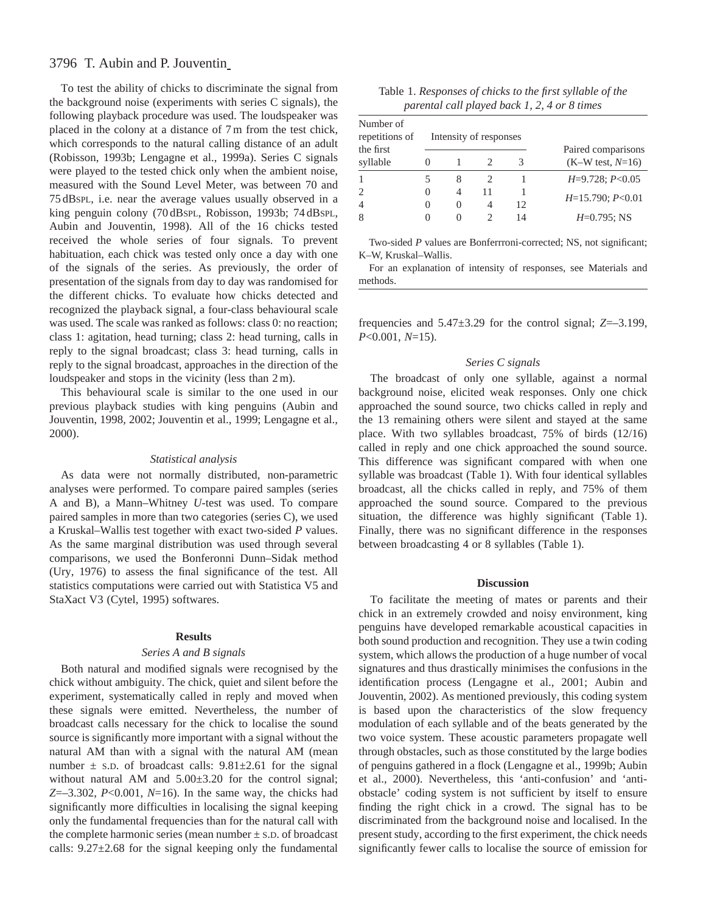To test the ability of chicks to discriminate the signal from the background noise (experiments with series C signals), the following playback procedure was used. The loudspeaker was placed in the colony at a distance of 7 m from the test chick, which corresponds to the natural calling distance of an adult (Robisson, 1993b; Lengagne et al., 1999a). Series C signals were played to the tested chick only when the ambient noise, measured with the Sound Level Meter, was between 70 and 75 dBSPL, i.e. near the average values usually observed in a king penguin colony (70 dBSPL, Robisson, 1993b; 74 dBSPL, Aubin and Jouventin, 1998). All of the 16 chicks tested received the whole series of four signals. To prevent habituation, each chick was tested only once a day with one of the signals of the series. As previously, the order of presentation of the signals from day to day was randomised for the different chicks. To evaluate how chicks detected and recognized the playback signal, a four-class behavioural scale was used. The scale was ranked as follows: class 0: no reaction; class 1: agitation, head turning; class 2: head turning, calls in reply to the signal broadcast; class 3: head turning, calls in reply to the signal broadcast, approaches in the direction of the loudspeaker and stops in the vicinity (less than 2 m).

This behavioural scale is similar to the one used in our previous playback studies with king penguins (Aubin and Jouventin, 1998, 2002; Jouventin et al., 1999; Lengagne et al., 2000).

### *Statistical analysis*

As data were not normally distributed, non-parametric analyses were performed. To compare paired samples (series A and B), a Mann–Whitney *U*-test was used. To compare paired samples in more than two categories (series C), we used a Kruskal–Wallis test together with exact two-sided *P* values. As the same marginal distribution was used through several comparisons, we used the Bonferonni Dunn–Sidak method (Ury, 1976) to assess the final significance of the test. All statistics computations were carried out with Statistica V5 and StaXact V3 (Cytel, 1995) softwares.

## Results

### *Series A and B signals*

Both natural and modified signals were recognised by the chick without ambiguity. The chick, quiet and silent before the experiment, systematically called in reply and moved when these signals were emitted. Nevertheless, the number of broadcast calls necessary for the chick to localise the sound source is significantly more important with a signal without the natural AM than with a signal with the natural AM (mean number ± S.D. of broadcast calls: 9.81±2.61 for the signal without natural AM and 5.00±3.20 for the control signal; $Z$=–3.302, $P$<0.001, $N$=16). In the same way, the chicks had significantly more difficulties in localising the signal keeping only the fundamental frequencies than for the natural call with the complete harmonic series (mean number ± S.D. of broadcast calls: 9.27±2.68 for the signal keeping only the fundamental frequencies and 5.47±3.29 for the control signal; $Z$=–3.199, $P$<0.001, $N$=15).

Table 1. *Responses of chicks to the first syllable of the parental call played back 1, 2, 4 or 8 times*

| Number of repetitions of the first syllable | Intensity of responses | | | | Paired comparisons (K–W test, $N$=16) |
|---|---|---|---|---|---|
| | 0 | 1 | 2 | 3 | |
| 1 | 5 | 8 | 2 | 1 | $H$=9.728; $P$<0.05 |
| 2 | 0 | 4 | 11 | 1 | $H$=15.790; $P$<0.01 |
| 4 | 0 | 0 | 4 | 12 | |
| 8 | 0 | 0 | 2 | 14 | $H$=0.795; NS |

Two-sided *P* values are Bonferrroni-corrected; NS, not significant; K–W, Kruskal–Wallis.

For an explanation of intensity of responses, see Materials and methods.

### *Series C signals*

The broadcast of only one syllable, against a normal background noise, elicited weak responses. Only one chick approached the sound source, two chicks called in reply and the 13 remaining others were silent and stayed at the same place. With two syllables broadcast, 75% of birds (12/16) called in reply and one chick approached the sound source. This difference was significant compared with when one syllable was broadcast (Table 1). With four identical syllables broadcast, all the chicks called in reply, and 75% of them approached the sound source. Compared to the previous situation, the difference was highly significant (Table 1). Finally, there was no significant difference in the responses between broadcasting 4 or 8 syllables (Table 1).

## Discussion

To facilitate the meeting of mates or parents and their chick in an extremely crowded and noisy environment, king penguins have developed remarkable acoustical capacities in both sound production and recognition. They use a twin coding system, which allows the production of a huge number of vocal signatures and thus drastically minimises the confusions in the identification process (Lengagne et al., 2001; Aubin and Jouventin, 2002). As mentioned previously, this coding system is based upon the characteristics of the slow frequency modulation of each syllable and of the beats generated by the two voice system. These acoustic parameters propagate well through obstacles, such as those constituted by the large bodies of penguins gathered in a flock (Lengagne et al., 1999b; Aubin et al., 2000). Nevertheless, this 'anti-confusion' and 'anti-obstacle' coding system is not sufficient by itself to ensure finding the right chick in a crowd. The signal has to be discriminated from the background noise and localised. In the present study, according to the first experiment, the chick needs significantly fewer calls to localise the source of emission for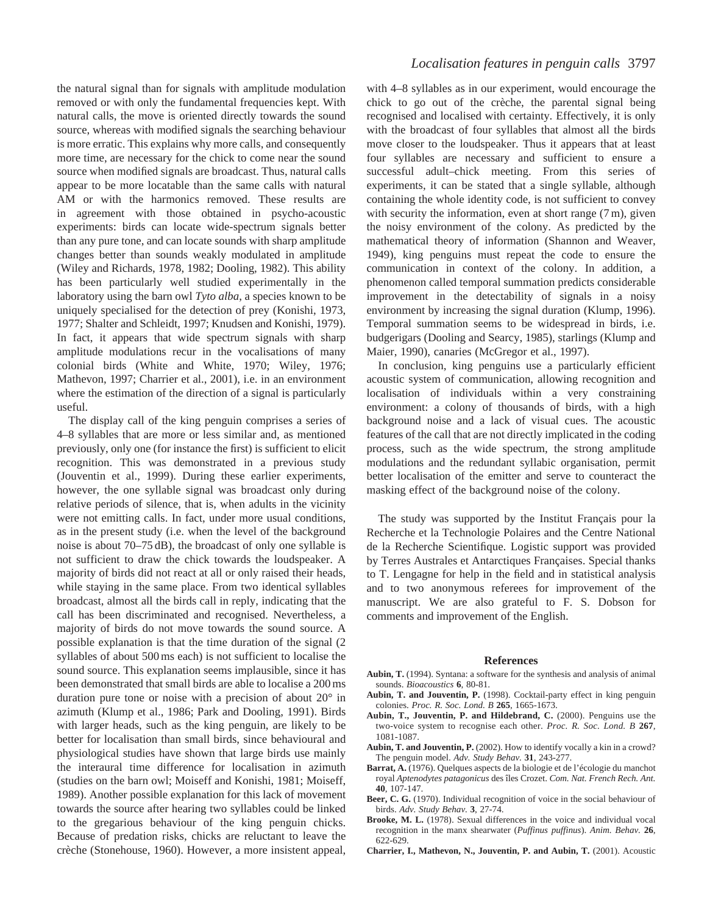the natural signal than for signals with amplitude modulation removed or with only the fundamental frequencies kept. With natural calls, the move is oriented directly towards the sound source, whereas with modified signals the searching behaviour is more erratic. This explains why more calls, and consequently more time, are necessary for the chick to come near the sound source when modified signals are broadcast. Thus, natural calls appear to be more locatable than the same calls with natural AM or with the harmonics removed. These results are in agreement with those obtained in psycho-acoustic experiments: birds can locate wide-spectrum signals better than any pure tone, and can locate sounds with sharp amplitude changes better than sounds weakly modulated in amplitude (Wiley and Richards, 1978, 1982; Dooling, 1982). This ability has been particularly well studied experimentally in the laboratory using the barn owl *Tyto alba*, a species known to be uniquely specialised for the detection of prey (Konishi, 1973, 1977; Shalter and Schleidt, 1997; Knudsen and Konishi, 1979). In fact, it appears that wide spectrum signals with sharp amplitude modulations recur in the vocalisations of many colonial birds (White and White, 1970; Wiley, 1976; Mathevon, 1997; Charrier et al., 2001), i.e. in an environment where the estimation of the direction of a signal is particularly useful.

The display call of the king penguin comprises a series of 4–8 syllables that are more or less similar and, as mentioned previously, only one (for instance the first) is sufficient to elicit recognition. This was demonstrated in a previous study (Jouventin et al., 1999). During these earlier experiments, however, the one syllable signal was broadcast only during relative periods of silence, that is, when adults in the vicinity were not emitting calls. In fact, under more usual conditions, as in the present study (i.e. when the level of the background noise is about 70–75 dB), the broadcast of only one syllable is not sufficient to draw the chick towards the loudspeaker. A majority of birds did not react at all or only raised their heads, while staying in the same place. From two identical syllables broadcast, almost all the birds call in reply, indicating that the call has been discriminated and recognised. Nevertheless, a majority of birds do not move towards the sound source. A possible explanation is that the time duration of the signal (2 syllables of about 500 ms each) is not sufficient to localise the sound source. This explanation seems implausible, since it has been demonstrated that small birds are able to localise a 200 ms duration pure tone or noise with a precision of about 20° in azimuth (Klump et al., 1986; Park and Dooling, 1991). Birds with larger heads, such as the king penguin, are likely to be better for localisation than small birds, since behavioural and physiological studies have shown that large birds use mainly the interaural time difference for localisation in azimuth (studies on the barn owl; Moiseff and Konishi, 1981; Moiseff, 1989). Another possible explanation for this lack of movement towards the source after hearing two syllables could be linked to the gregarious behaviour of the king penguin chicks. Because of predation risks, chicks are reluctant to leave the crèche (Stonehouse, 1960). However, a more insistent appeal, with 4–8 syllables as in our experiment, would encourage the chick to go out of the crèche, the parental signal being recognised and localised with certainty. Effectively, it is only with the broadcast of four syllables that almost all the birds move closer to the loudspeaker. Thus it appears that at least four syllables are necessary and sufficient to ensure a successful adult–chick meeting. From this series of experiments, it can be stated that a single syllable, although containing the whole identity code, is not sufficient to convey with security the information, even at short range (7 m), given the noisy environment of the colony. As predicted by the mathematical theory of information (Shannon and Weaver, 1949), king penguins must repeat the code to ensure the communication in context of the colony. In addition, a phenomenon called temporal summation predicts considerable improvement in the detectability of signals in a noisy environment by increasing the signal duration (Klump, 1996). Temporal summation seems to be widespread in birds, i.e. budgerigars (Dooling and Searcy, 1985), starlings (Klump and Maier, 1990), canaries (McGregor et al., 1997).

In conclusion, king penguins use a particularly efficient acoustic system of communication, allowing recognition and localisation of individuals within a very constraining environment: a colony of thousands of birds, with a high background noise and a lack of visual cues. The acoustic features of the call that are not directly implicated in the coding process, such as the wide spectrum, the strong amplitude modulations and the redundant syllabic organisation, permit better localisation of the emitter and serve to counteract the masking effect of the background noise of the colony.

The study was supported by the Institut Français pour la Recherche et la Technologie Polaires and the Centre National de la Recherche Scientifique. Logistic support was provided by Terres Australes et Antarctiques Françaises. Special thanks to T. Lengagne for help in the field and in statistical analysis and to two anonymous referees for improvement of the manuscript. We are also grateful to F. S. Dobson for comments and improvement of the English.

## References

**Aubin, T.** (1994). Syntana: a software for the synthesis and analysis of animal sounds. *Bioacoustics* **6**, 80-81.

**Aubin, T. and Jouventin, P.** (1998). Cocktail-party effect in king penguin colonies. *Proc. R. Soc. Lond. B* **265**, 1665-1673.

**Aubin, T., Jouventin, P. and Hildebrand, C.** (2000). Penguins use the two-voice system to recognise each other. *Proc. R. Soc. Lond. B* **267**, 1081-1087.

**Aubin, T. and Jouventin, P.** (2002). How to identify vocally a kin in a crowd? The penguin model. *Adv. Study Behav.* **31**, 243-277.

**Barrat, A.** (1976). Quelques aspects de la biologie et de l'écologie du manchot royal *Aptenodytes patagonicus* des îles Crozet. *Com. Nat. French Rech. Ant.* **40**, 107-147.

**Beer, C. G.** (1970). Individual recognition of voice in the social behaviour of birds. *Adv. Study Behav.* **3**, 27-74.

**Brooke, M. L.** (1978). Sexual differences in the voice and individual vocal recognition in the manx shearwater (*Puffinus puffinus*). *Anim. Behav.* **26**, 622-629.

**Charrier, I., Mathevon, N., Jouventin, P. and Aubin, T.** (2001). Acoustic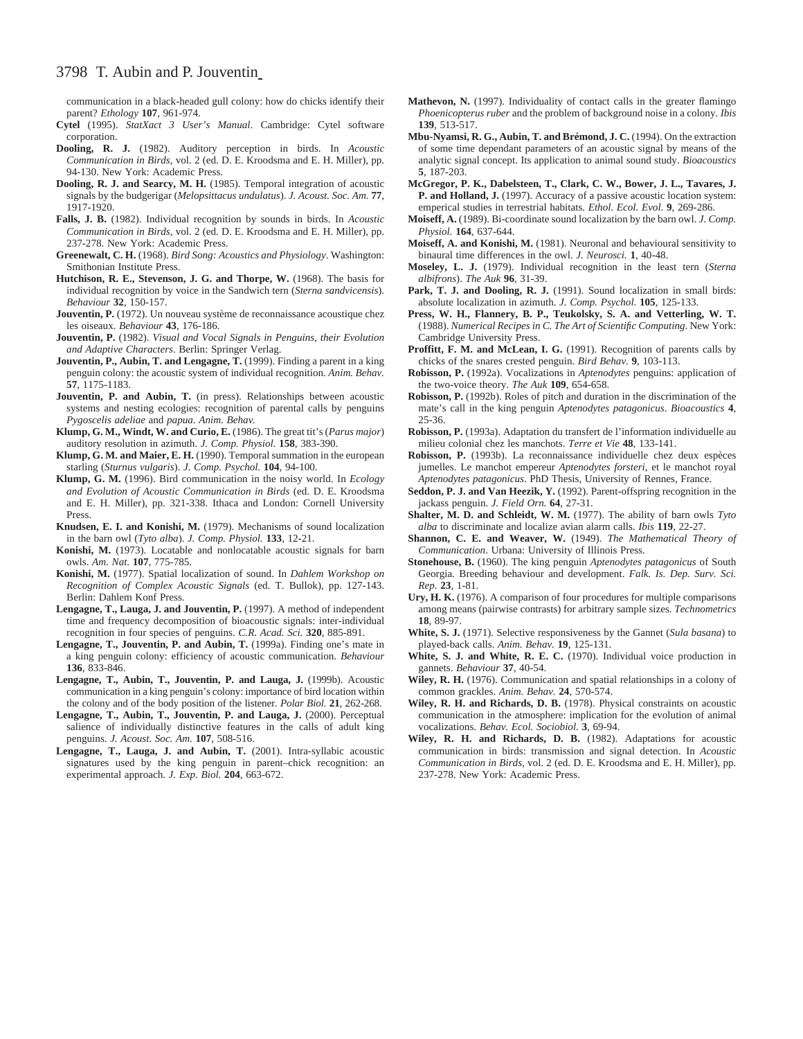communication in a black-headed gull colony: how do chicks identify their parent? *Ethology* **107**, 961-974.

**Cytel** (1995). *StatXact 3 User's Manual*. Cambridge: Cytel software corporation.

**Dooling, R. J.** (1982). Auditory perception in birds. In *Acoustic Communication in Birds*, vol. 2 (ed. D. E. Kroodsma and E. H. Miller), pp. 94-130. New York: Academic Press.

**Dooling, R. J. and Searcy, M. H.** (1985). Temporal integration of acoustic signals by the budgerigar (*Melopsittacus undulatus*). *J. Acoust. Soc. Am.* **77**, 1917-1920.

**Falls, J. B.** (1982). Individual recognition by sounds in birds. In *Acoustic Communication in Birds*, vol. 2 (ed. D. E. Kroodsma and E. H. Miller), pp. 237-278. New York: Academic Press.

**Greenewalt, C. H.** (1968). *Bird Song: Acoustics and Physiology*. Washington: Smithonian Institute Press.

**Hutchison, R. E., Stevenson, J. G. and Thorpe, W.** (1968). The basis for individual recognition by voice in the Sandwich tern (*Sterna sandvicensis*). *Behaviour* **32**, 150-157.

**Jouventin, P.** (1972). Un nouveau système de reconnaissance acoustique chez les oiseaux. *Behaviour* **43**, 176-186.

**Jouventin, P.** (1982). *Visual and Vocal Signals in Penguins, their Evolution and Adaptive Characters*. Berlin: Springer Verlag.

**Jouventin, P., Aubin, T. and Lengagne, T.** (1999). Finding a parent in a king penguin colony: the acoustic system of individual recognition. *Anim. Behav.* **57**, 1175-1183.

**Jouventin, P. and Aubin, T.** (in press). Relationships between acoustic systems and nesting ecologies: recognition of parental calls by penguins *Pygoscelis adeliae* and *papua*. *Anim. Behav.*

**Klump, G. M., Windt, W. and Curio, E.** (1986). The great tit's (*Parus major*) auditory resolution in azimuth. *J. Comp. Physiol.* **158**, 383-390.

**Klump, G. M. and Maier, E. H.** (1990). Temporal summation in the european starling (*Sturnus vulgaris*). *J. Comp. Psychol.* **104**, 94-100.

**Klump, G. M.** (1996). Bird communication in the noisy world. In *Ecology and Evolution of Acoustic Communication in Birds* (ed. D. E. Kroodsma and E. H. Miller), pp. 321-338. Ithaca and London: Cornell University Press.

**Knudsen, E. I. and Konishi, M.** (1979). Mechanisms of sound localization in the barn owl (*Tyto alba*). *J. Comp. Physiol.* **133**, 12-21.

**Konishi, M.** (1973). Locatable and nonlocatable acoustic signals for barn owls. *Am. Nat.* **107**, 775-785.

**Konishi, M.** (1977). Spatial localization of sound. In *Dahlem Workshop on Recognition of Complex Acoustic Signals* (ed. T. Bullok), pp. 127-143. Berlin: Dahlem Konf Press.

**Lengagne, T., Lauga, J. and Jouventin, P.** (1997). A method of independent time and frequency decomposition of bioacoustic signals: inter-individual recognition in four species of penguins. *C.R. Acad. Sci.* **320**, 885-891.

**Lengagne, T., Jouventin, P. and Aubin, T.** (1999a). Finding one's mate in a king penguin colony: efficiency of acoustic communication. *Behaviour* **136**, 833-846.

**Lengagne, T., Aubin, T., Jouventin, P. and Lauga, J.** (1999b). Acoustic communication in a king penguin's colony: importance of bird location within the colony and of the body position of the listener. *Polar Biol.* **21**, 262-268.

**Lengagne, T., Aubin, T., Jouventin, P. and Lauga, J.** (2000). Perceptual salience of individually distinctive features in the calls of adult king penguins. *J. Acoust. Soc. Am.* **107**, 508-516.

**Lengagne, T., Lauga, J. and Aubin, T.** (2001). Intra-syllabic acoustic signatures used by the king penguin in parent–chick recognition: an experimental approach. *J. Exp. Biol.* **204**, 663-672.

**Mathevon, N.** (1997). Individuality of contact calls in the greater flamingo *Phoenicopterus ruber* and the problem of background noise in a colony. *Ibis* **139**, 513-517.

**Mbu-Nyamsi, R. G., Aubin, T. and Brémond, J. C.** (1994). On the extraction of some time dependant parameters of an acoustic signal by means of the analytic signal concept. Its application to animal sound study. *Bioacoustics* **5**, 187-203.

**McGregor, P. K., Dabelsteen, T., Clark, C. W., Bower, J. L., Tavares, J. P. and Holland, J.** (1997). Accuracy of a passive acoustic location system: emperical studies in terrestrial habitats. *Ethol. Ecol. Evol.* **9**, 269-286.

**Moiseff, A.** (1989). Bi-coordinate sound localization by the barn owl. *J. Comp. Physiol.* **164**, 637-644.

**Moiseff, A. and Konishi, M.** (1981). Neuronal and behavioural sensitivity to binaural time differences in the owl. *J. Neurosci.* **1**, 40-48.

**Moseley, L. J.** (1979). Individual recognition in the least tern (*Sterna albifrons*). *The Auk* **96**, 31-39.

**Park, T. J. and Dooling, R. J.** (1991). Sound localization in small birds: absolute localization in azimuth. *J. Comp. Psychol.* **105**, 125-133.

**Press, W. H., Flannery, B. P., Teukolsky, S. A. and Vetterling, W. T.** (1988). *Numerical Recipes in C. The Art of Scientific Computing*. New York: Cambridge University Press.

**Proffitt, F. M. and McLean, I. G.** (1991). Recognition of parents calls by chicks of the snares crested penguin. *Bird Behav.* **9**, 103-113.

**Robisson, P.** (1992a). Vocalizations in *Aptenodytes* penguins: application of the two-voice theory. *The Auk* **109**, 654-658.

**Robisson, P.** (1992b). Roles of pitch and duration in the discrimination of the mate's call in the king penguin *Aptenodytes patagonicus*. *Bioacoustics* **4**, 25-36.

**Robisson, P.** (1993a). Adaptation du transfert de l'information individuelle au milieu colonial chez les manchots. *Terre et Vie* **48**, 133-141.

**Robisson, P.** (1993b). La reconnaissance individuelle chez deux espèces jumelles. Le manchot empereur *Aptenodytes forsteri*, et le manchot royal *Aptenodytes patagonicus*. PhD Thesis, University of Rennes, France.

**Seddon, P. J. and Van Heezik, Y.** (1992). Parent-offspring recognition in the jackass penguin. *J. Field Orn.* **64**, 27-31.

**Shalter, M. D. and Schleidt, W. M.** (1977). The ability of barn owls *Tyto alba* to discriminate and localize avian alarm calls. *Ibis* **119**, 22-27.

**Shannon, C. E. and Weaver, W.** (1949). *The Mathematical Theory of Communication*. Urbana: University of Illinois Press.

**Stonehouse, B.** (1960). The king penguin *Aptenodytes patagonicus* of South Georgia. Breeding behaviour and development. *Falk. Is. Dep. Surv. Sci. Rep.* **23**, 1-81.

**Ury, H. K.** (1976). A comparison of four procedures for multiple comparisons among means (pairwise contrasts) for arbitrary sample sizes. *Technometrics* **18**, 89-97.

**White, S. J.** (1971). Selective responsiveness by the Gannet (*Sula basana*) to played-back calls. *Anim. Behav.* **19**, 125-131.

**White, S. J. and White, R. E. C.** (1970). Individual voice production in gannets. *Behaviour* **37**, 40-54.

**Wiley, R. H.** (1976). Communication and spatial relationships in a colony of common grackles. *Anim. Behav.* **24**, 570-574.

**Wiley, R. H. and Richards, D. B.** (1978). Physical constraints on acoustic communication in the atmosphere: implication for the evolution of animal vocalizations. *Behav. Ecol. Sociobiol.* **3**, 69-94.

**Wiley, R. H. and Richards, D. B.** (1982). Adaptations for acoustic communication in birds: transmission and signal detection. In *Acoustic Communication in Birds*, vol. 2 (ed. D. E. Kroodsma and E. H. Miller), pp. 237-278. New York: Academic Press.